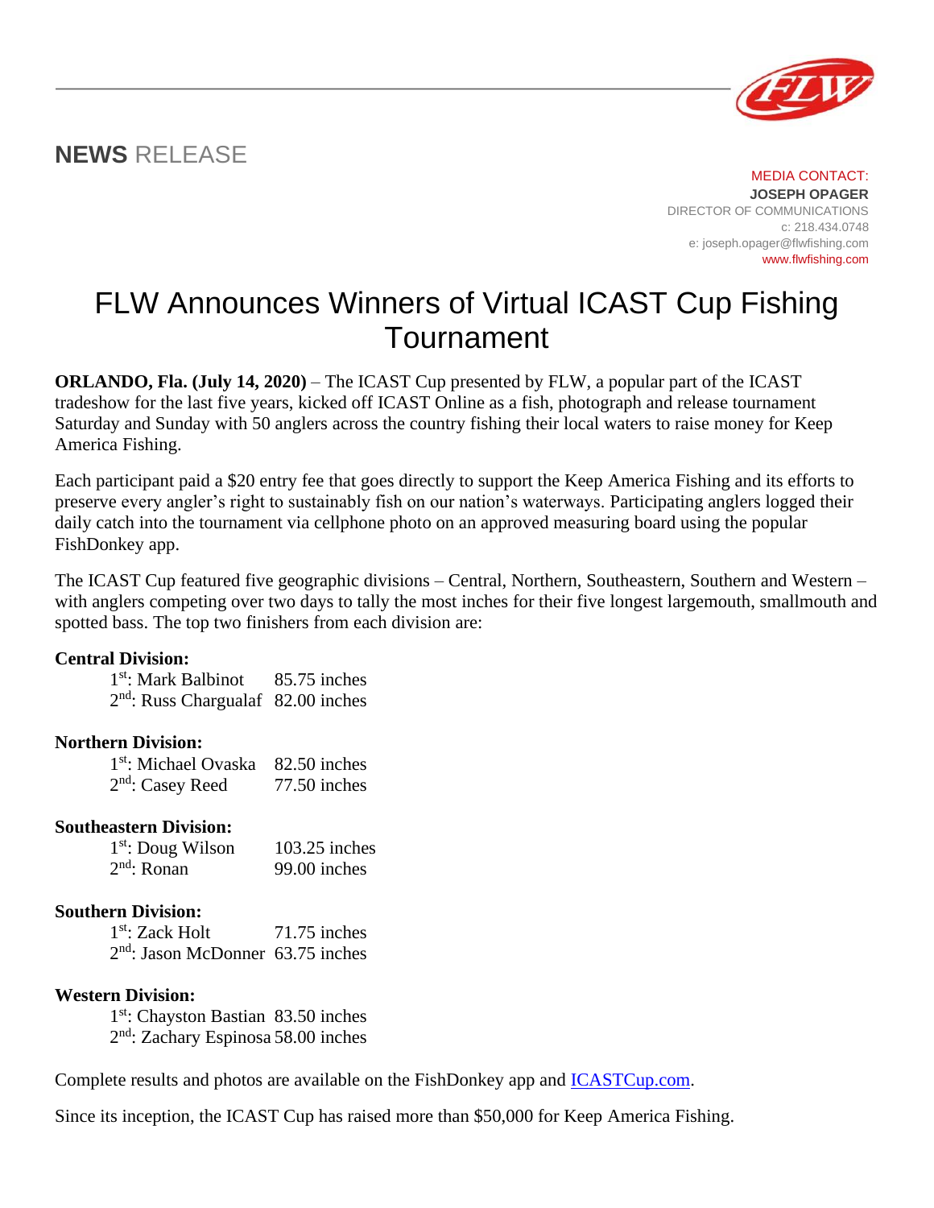**NEWS** RELEASE

MEDIA CONTACT:
**JOSEPH OPAGER**
DIRECTOR OF COMMUNICATIONS
c: 218.434.0748
e: joseph.opager@flwfishing.com
www.flwfishing.com

# FLW Announces Winners of Virtual ICAST Cup Fishing Tournament

**ORLANDO, Fla. (July 14, 2020)** – The ICAST Cup presented by FLW, a popular part of the ICAST tradeshow for the last five years, kicked off ICAST Online as a fish, photograph and release tournament Saturday and Sunday with 50 anglers across the country fishing their local waters to raise money for Keep America Fishing.

Each participant paid a $20 entry fee that goes directly to support the Keep America Fishing and its efforts to preserve every angler's right to sustainably fish on our nation's waterways. Participating anglers logged their daily catch into the tournament via cellphone photo on an approved measuring board using the popular FishDonkey app.

The ICAST Cup featured five geographic divisions – Central, Northern, Southeastern, Southern and Western – with anglers competing over two days to tally the most inches for their five longest largemouth, smallmouth and spotted bass. The top two finishers from each division are:

**Central Division:**
1st: Mark Balbinot 85.75 inches
2nd: Russ Chargualaf 82.00 inches

**Northern Division:**
1st: Michael Ovaska 82.50 inches
2nd: Casey Reed 77.50 inches

**Southeastern Division:**
1st: Doug Wilson 103.25 inches
2nd: Ronan 99.00 inches

**Southern Division:**
1st: Zack Holt 71.75 inches
2nd: Jason McDonner 63.75 inches

**Western Division:**
1st: Chayston Bastian 83.50 inches
2nd: Zachary Espinosa 58.00 inches

Complete results and photos are available on the FishDonkey app and ICASTCup.com.

Since its inception, the ICAST Cup has raised more than $50,000 for Keep America Fishing.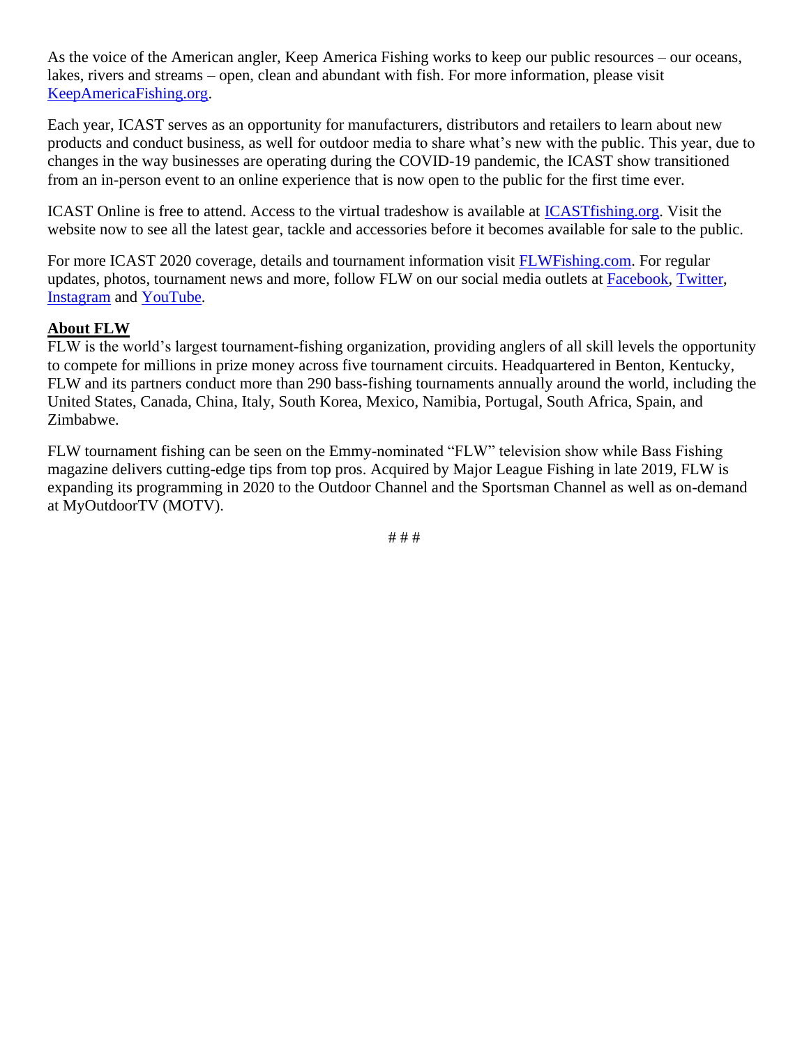As the voice of the American angler, Keep America Fishing works to keep our public resources – our oceans, lakes, rivers and streams – open, clean and abundant with fish. For more information, please visit KeepAmericaFishing.org.

Each year, ICAST serves as an opportunity for manufacturers, distributors and retailers to learn about new products and conduct business, as well for outdoor media to share what's new with the public. This year, due to changes in the way businesses are operating during the COVID-19 pandemic, the ICAST show transitioned from an in-person event to an online experience that is now open to the public for the first time ever.

ICAST Online is free to attend. Access to the virtual tradeshow is available at ICASTfishing.org. Visit the website now to see all the latest gear, tackle and accessories before it becomes available for sale to the public.

For more ICAST 2020 coverage, details and tournament information visit FLWFishing.com. For regular updates, photos, tournament news and more, follow FLW on our social media outlets at Facebook, Twitter, Instagram and YouTube.

**About FLW**

FLW is the world's largest tournament-fishing organization, providing anglers of all skill levels the opportunity to compete for millions in prize money across five tournament circuits. Headquartered in Benton, Kentucky, FLW and its partners conduct more than 290 bass-fishing tournaments annually around the world, including the United States, Canada, China, Italy, South Korea, Mexico, Namibia, Portugal, South Africa, Spain, and Zimbabwe.

FLW tournament fishing can be seen on the Emmy-nominated "FLW" television show while Bass Fishing magazine delivers cutting-edge tips from top pros. Acquired by Major League Fishing in late 2019, FLW is expanding its programming in 2020 to the Outdoor Channel and the Sportsman Channel as well as on-demand at MyOutdoorTV (MOTV).

# # #